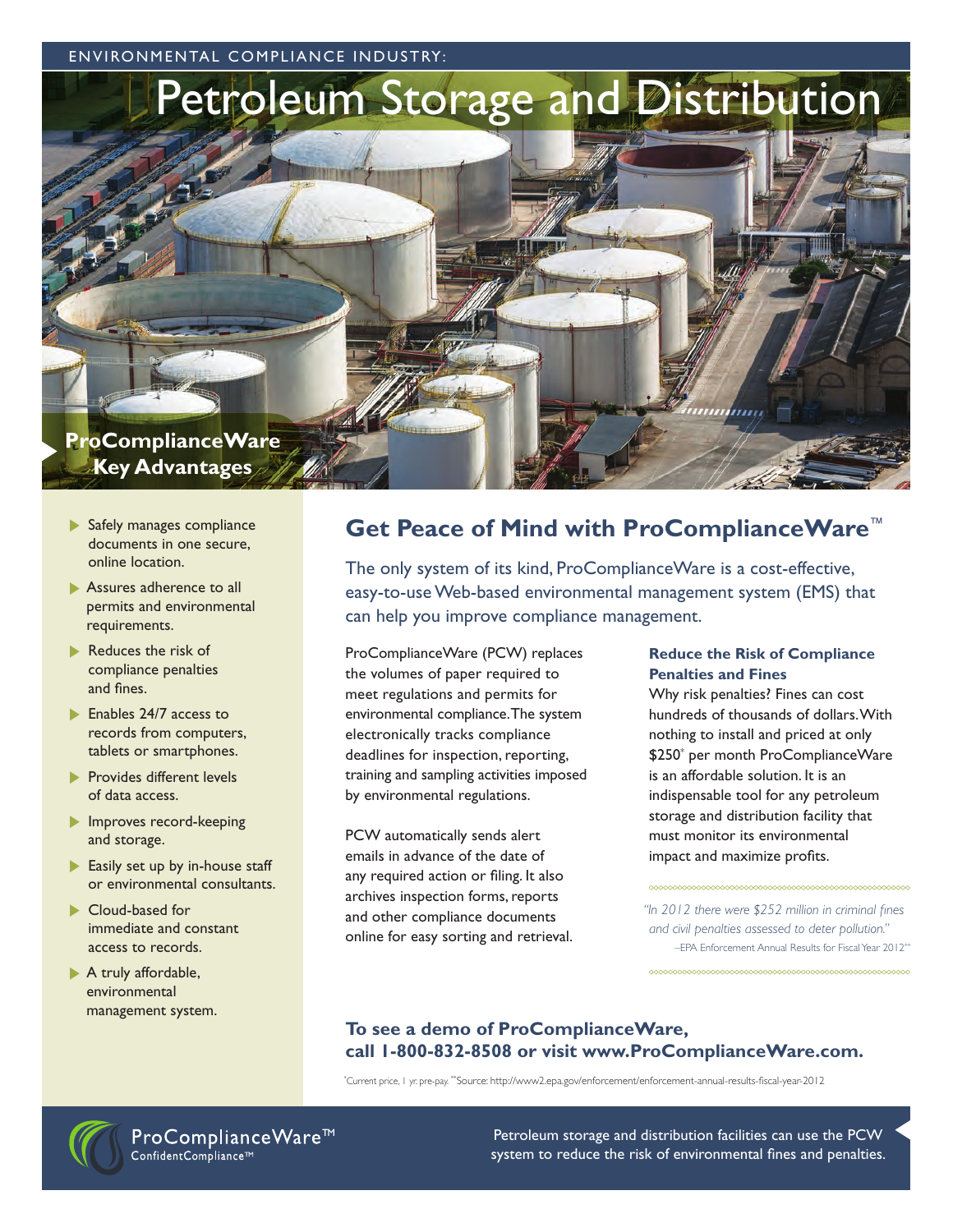ENVIRONMENTAL COMPLIANCE INDUSTRY:

# Petroleum Storage and Distribution

## ProComplianceWare Key Advantages

- Safely manages compliance documents in one secure, online location.
- Assures adherence to all permits and environmental requirements.
- Reduces the risk of compliance penalties and fines.
- Enables 24/7 access to records from computers, tablets or smartphones.
- Provides different levels of data access.
- Improves record-keeping and storage.
- Easily set up by in-house staff or environmental consultants.
- Cloud-based for immediate and constant access to records.
- A truly affordable, environmental management system.

## Get Peace of Mind with ProComplianceWare™

The only system of its kind, ProComplianceWare is a cost-effective, easy-to-use Web-based environmental management system (EMS) that can help you improve compliance management.

ProComplianceWare (PCW) replaces the volumes of paper required to meet regulations and permits for environmental compliance. The system electronically tracks compliance deadlines for inspection, reporting, training and sampling activities imposed by environmental regulations.

PCW automatically sends alert emails in advance of the date of any required action or filing. It also archives inspection forms, reports and other compliance documents online for easy sorting and retrieval.

### Reduce the Risk of Compliance Penalties and Fines

Why risk penalties? Fines can cost hundreds of thousands of dollars. With nothing to install and priced at only $250* per month ProComplianceWare is an affordable solution. It is an indispensable tool for any petroleum storage and distribution facility that must monitor its environmental impact and maximize profits.

*"In 2012 there were $252 million in criminal fines and civil penalties assessed to deter pollution."*
–EPA Enforcement Annual Results for Fiscal Year 2012**

**To see a demo of ProComplianceWare, call 1-800-832-8508 or visit www.ProComplianceWare.com.**

*Current price, 1 yr. pre-pay. **Source: http://www2.epa.gov/enforcement/enforcement-annual-results-fiscal-year-2012

ProComplianceWare™
ConfidentCompliance™

Petroleum storage and distribution facilities can use the PCW system to reduce the risk of environmental fines and penalties.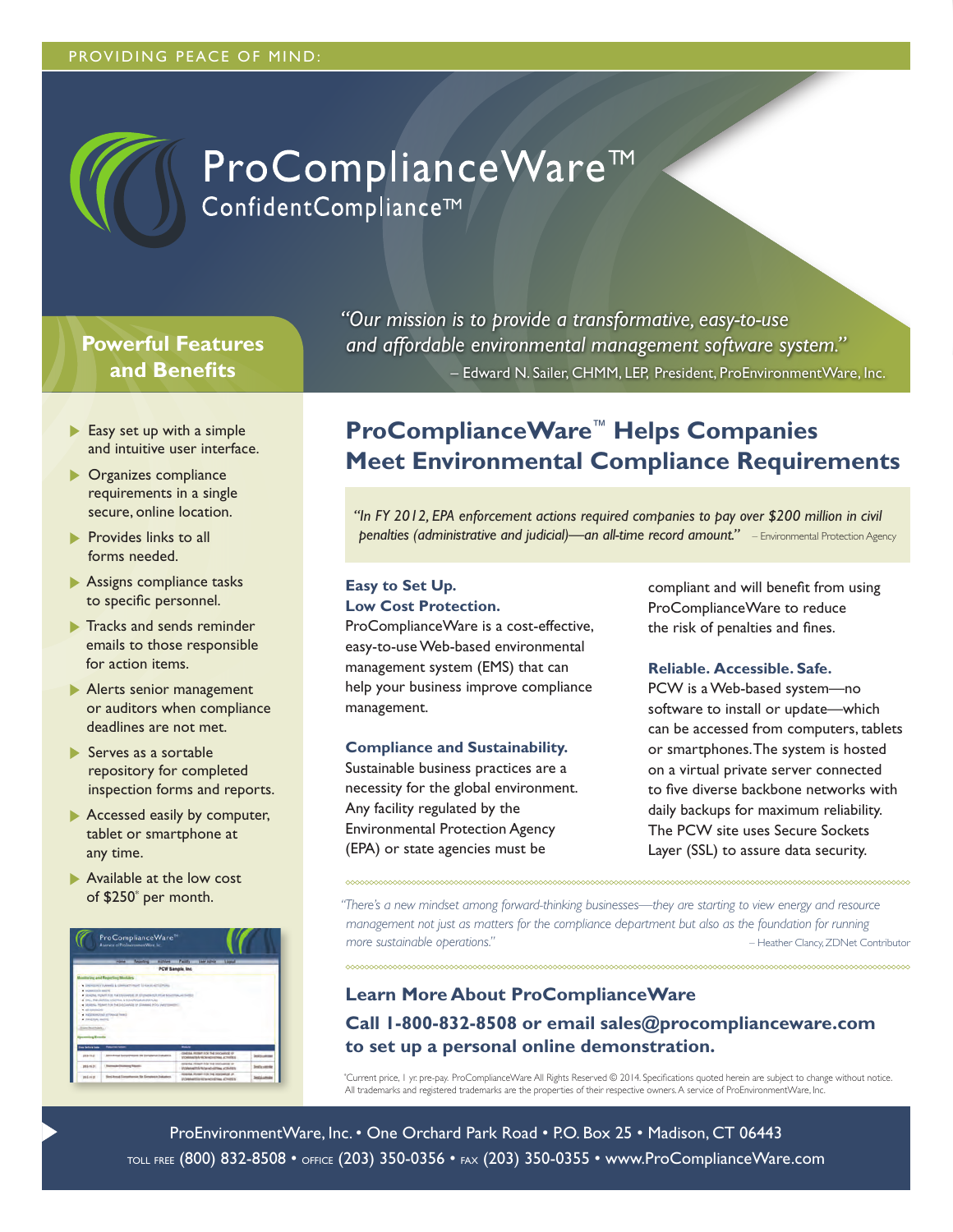PROVIDING PEACE OF MIND:

# ProComplianceWare™

ConfidentCompliance™

*"Our mission is to provide a transformative, easy-to-use and affordable environmental management software system."*
– Edward N. Sailer, CHMM, LEP, President, ProEnvironmentWare, Inc.

## Powerful Features and Benefits

- Easy set up with a simple and intuitive user interface.
- Organizes compliance requirements in a single secure, online location.
- Provides links to all forms needed.
- Assigns compliance tasks to specific personnel.
- Tracks and sends reminder emails to those responsible for action items.
- Alerts senior management or auditors when compliance deadlines are not met.
- Serves as a sortable repository for completed inspection forms and reports.
- Accessed easily by computer, tablet or smartphone at any time.
- Available at the low cost of $250* per month.

## ProComplianceWare™ Helps Companies Meet Environmental Compliance Requirements

*"In FY 2012, EPA enforcement actions required companies to pay over $200 million in civil penalties (administrative and judicial)—an all-time record amount."* – Environmental Protection Agency

### Easy to Set Up. Low Cost Protection.

ProComplianceWare is a cost-effective, easy-to-use Web-based environmental management system (EMS) that can help your business improve compliance management.

### Compliance and Sustainability.

Sustainable business practices are a necessity for the global environment. Any facility regulated by the Environmental Protection Agency (EPA) or state agencies must be compliant and will benefit from using ProComplianceWare to reduce the risk of penalties and fines.

### Reliable. Accessible. Safe.

PCW is a Web-based system—no software to install or update—which can be accessed from computers, tablets or smartphones. The system is hosted on a virtual private server connected to five diverse backbone networks with daily backups for maximum reliability. The PCW site uses Secure Sockets Layer (SSL) to assure data security.

*"There's a new mindset among forward-thinking businesses—they are starting to view energy and resource management not just as matters for the compliance department but also as the foundation for running more sustainable operations."* – Heather Clancy, ZDNet Contributor

### Learn More About ProComplianceWare

**Call 1-800-832-8508 or email sales@procompliancewa re.com to set up a personal online demonstration.**

*Current price, 1 yr. pre-pay. ProComplianceWare All Rights Reserved © 2014. Specifications quoted herein are subject to change without notice. All trademarks and registered trademarks are the properties of their respective owners. A service of ProEnvironmentWare, Inc.

ProEnvironmentWare, Inc. • One Orchard Park Road • P.O. Box 25 • Madison, CT 06443
TOLL FREE (800) 832-8508 • OFFICE (203) 350-0356 • FAX (203) 350-0355 • www.ProComplianceWare.com